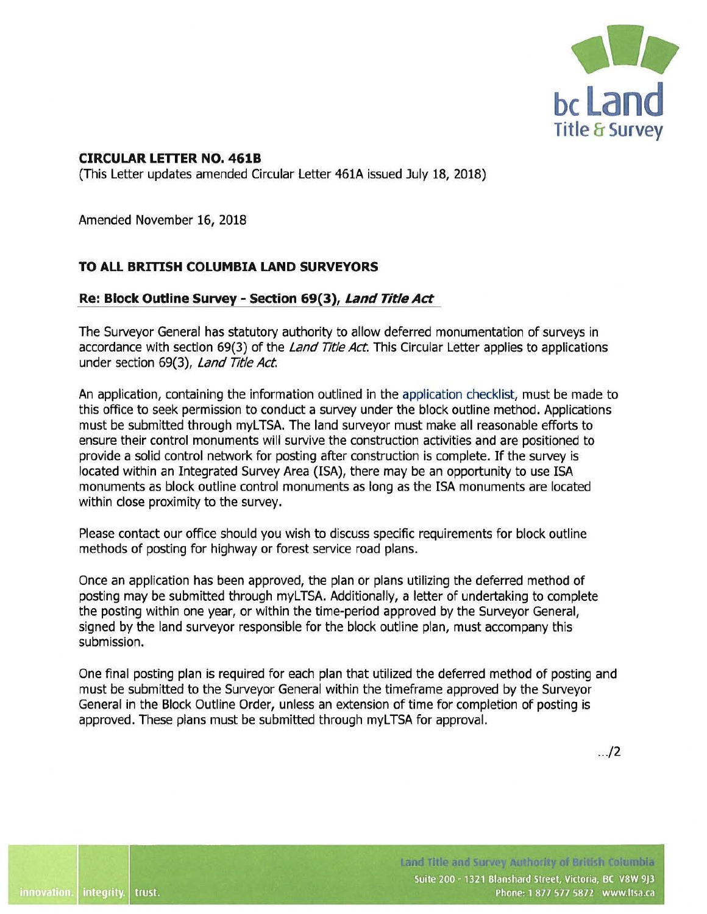**CIRCULAR LETTER NO. 461B**

(This Letter updates amended Circular Letter 461A issued July 18, 2018)

Amended November 16, 2018

**TO ALL BRITISH COLUMBIA LAND SURVEYORS**

**Re: Block Outline Survey - Section 69(3), *Land Title Act***

The Surveyor General has statutory authority to allow deferred monumentation of surveys in accordance with section 69(3) of the *Land Title Act*. This Circular Letter applies to applications under section 69(3), *Land Title Act*.

An application, containing the information outlined in the application checklist, must be made to this office to seek permission to conduct a survey under the block outline method. Applications must be submitted through myLTSA. The land surveyor must make all reasonable efforts to ensure their control monuments will survive the construction activities and are positioned to provide a solid control network for posting after construction is complete. If the survey is located within an Integrated Survey Area (ISA), there may be an opportunity to use ISA monuments as block outline control monuments as long as the ISA monuments are located within close proximity to the survey.

Please contact our office should you wish to discuss specific requirements for block outline methods of posting for highway or forest service road plans.

Once an application has been approved, the plan or plans utilizing the deferred method of posting may be submitted through myLTSA. Additionally, a letter of undertaking to complete the posting within one year, or within the time-period approved by the Surveyor General, signed by the land surveyor responsible for the block outline plan, must accompany this submission.

One final posting plan is required for each plan that utilized the deferred method of posting and must be submitted to the Surveyor General within the timeframe approved by the Surveyor General in the Block Outline Order, unless an extension of time for completion of posting is approved. These plans must be submitted through myLTSA for approval.

.../2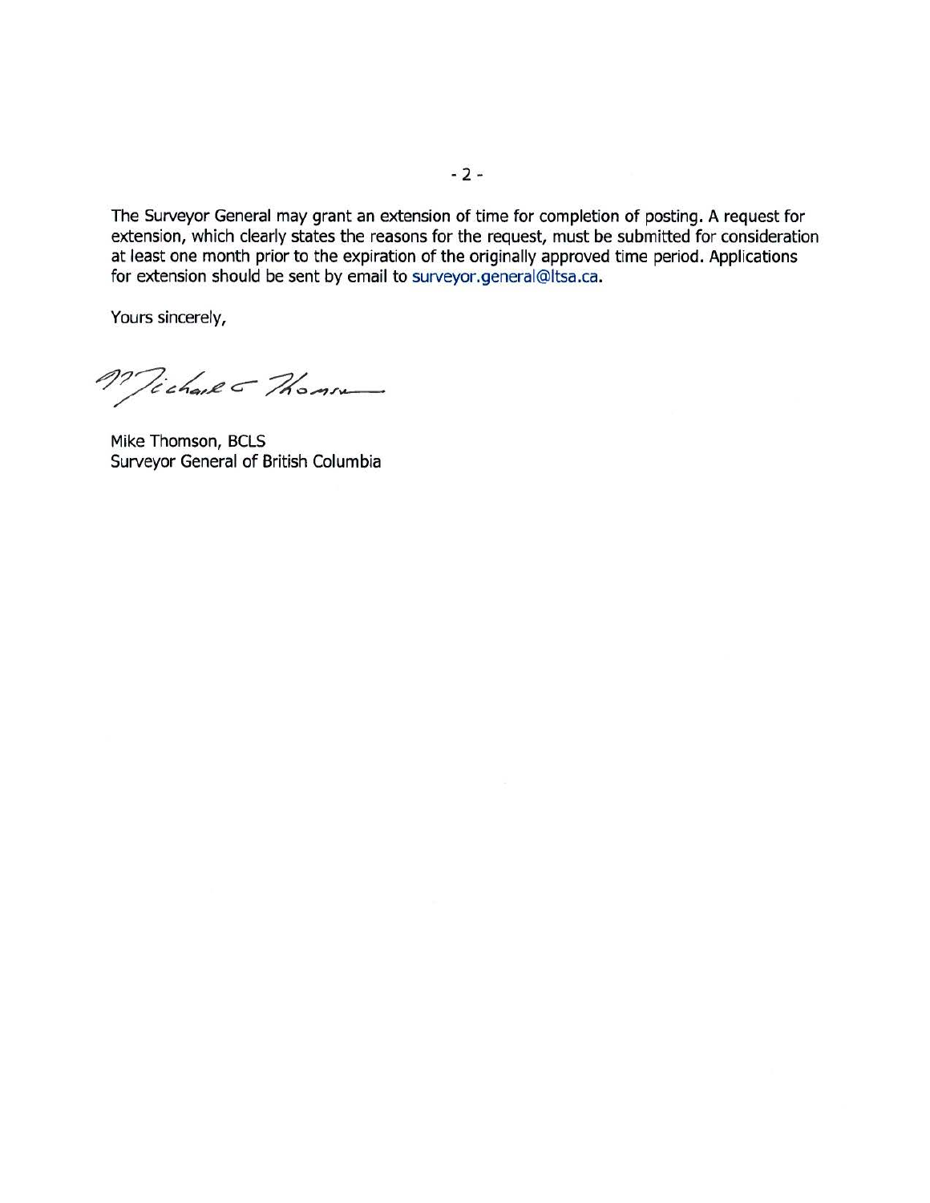The Surveyor General may grant an extension of time for completion of posting. A request for extension, which clearly states the reasons for the request, must be submitted for consideration at least one month prior to the expiration of the originally approved time period. Applications for extension should be sent by email to surveyor.general@ltsa.ca.

Yours sincerely,

Michael G Thomson

Mike Thomson, BCLS
Surveyor General of British Columbia